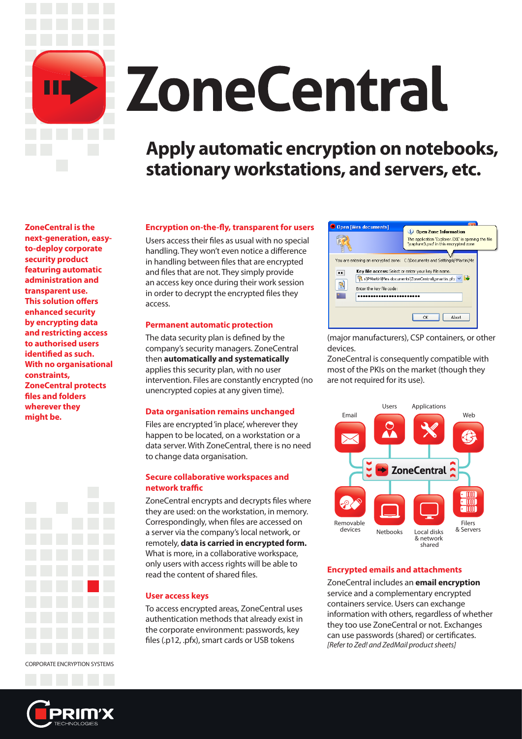# ZoneCentral

## Apply automatic encryption on notebooks, stationary workstations, and servers, etc.

**ZoneCentral is the next-generation, easy-to-deploy corporate security product featuring automatic administration and transparent use. This solution offers enhanced security by encrypting data and restricting access to authorised users identified as such. With no organisational constraints, ZoneCentral protects files and folders wherever they might be.**

### Encryption on-the-fly, transparent for users

Users access their files as usual with no special handling. They won't even notice a difference in handling between files that are encrypted and files that are not. They simply provide an access key once during their work session in order to decrypt the encrypted files they access.

### Permanent automatic protection

The data security plan is defined by the company's security managers. ZoneCentral then **automatically and systematically** applies this security plan, with no user intervention. Files are constantly encrypted (no unencrypted copies at any given time).

### Data organisation remains unchanged

Files are encrypted 'in place', wherever they happen to be located, on a workstation or a data server. With ZoneCentral, there is no need to change data organisation.

### Secure collaborative workspaces and network traffic

ZoneCentral encrypts and decrypts files where they are used: on the workstation, in memory. Correspondingly, when files are accessed on a server via the company's local network, or remotely, **data is carried in encrypted form.** What is more, in a collaborative workspace, only users with access rights will be able to read the content of shared files.

### User access keys

To access encrypted areas, ZoneCentral uses authentication methods that already exist in the corporate environment: passwords, key files (.p12, .pfx), smart cards or USB tokens (major manufacturers), CSP containers, or other devices.

ZoneCentral is consequently compatible with most of the PKIs on the market (though they are not required for its use).

### Encrypted emails and attachments

ZoneCentral includes an **email encryption** service and a complementary encrypted containers service. Users can exchange information with others, regardless of whether they too use ZoneCentral or not. Exchanges can use passwords (shared) or certificates.

*[Refer to Zed! and ZedMail product sheets]*

CORPORATE ENCRYPTION SYSTEMS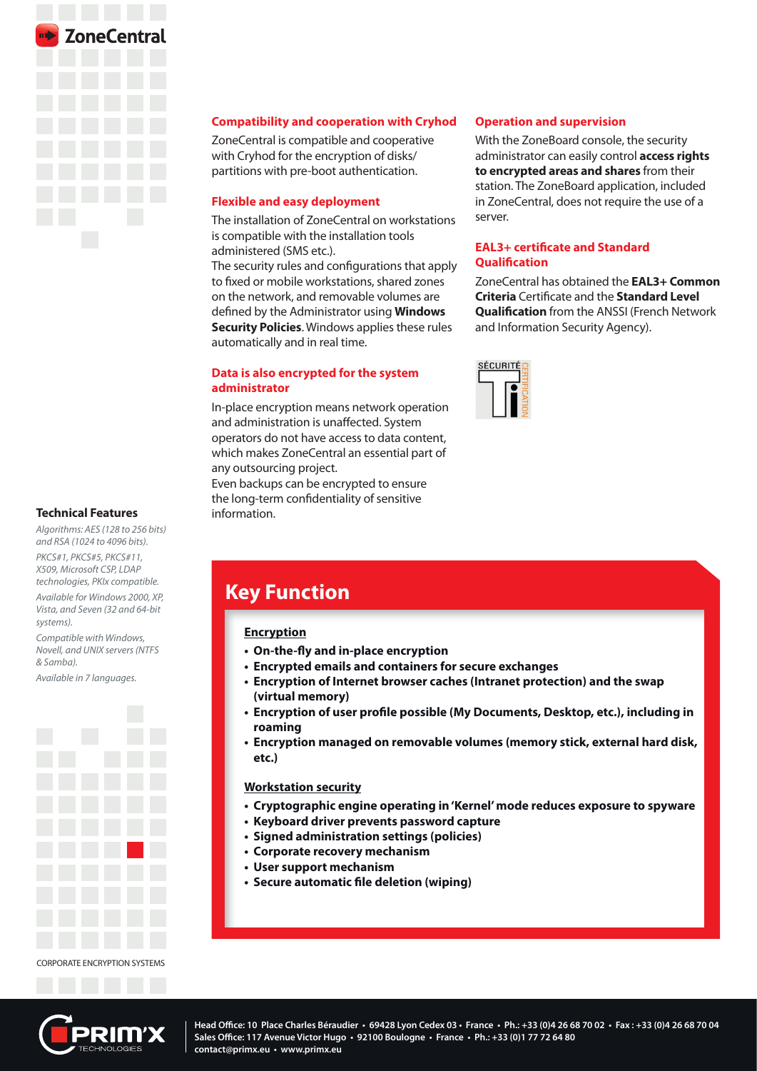ZoneCentral

### Compatibility and cooperation with Cryhod

ZoneCentral is compatible and cooperative with Cryhod for the encryption of disks/partitions with pre-boot authentication.

### Flexible and easy deployment

The installation of ZoneCentral on workstations is compatible with the installation tools administered (SMS etc.).
The security rules and configurations that apply to fixed or mobile workstations, shared zones on the network, and removable volumes are defined by the Administrator using **Windows Security Policies**. Windows applies these rules automatically and in real time.

### Data is also encrypted for the system administrator

In-place encryption means network operation and administration is unaffected. System operators do not have access to data content, which makes ZoneCentral an essential part of any outsourcing project.
Even backups can be encrypted to ensure the long-term confidentiality of sensitive information.

### Operation and supervision

With the ZoneBoard console, the security administrator can easily control **access rights to encrypted areas and shares** from their station. The ZoneBoard application, included in ZoneCentral, does not require the use of a server.

### EAL3+ certificate and Standard Qualification

ZoneCentral has obtained the **EAL3+ Common Criteria** Certificate and the **Standard Level Qualification** from the ANSSI (French Network and Information Security Agency).

SÉCURITÉ CERTIFICATION

### Technical Features

*Algorithms: AES (128 to 256 bits) and RSA (1024 to 4096 bits).*

*PKCS#1, PKCS#5, PKCS#11, X509, Microsoft CSP, LDAP technologies, PKIx compatible.*

*Available for Windows 2000, XP, Vista, and Seven (32 and 64-bit systems).*

*Compatible with Windows, Novell, and UNIX servers (NTFS & Samba).*

*Available in 7 languages.*

## Key Function

**Encryption**

- **On-the-fly and in-place encryption**
- **Encrypted emails and containers for secure exchanges**
- **Encryption of Internet browser caches (Intranet protection) and the swap (virtual memory)**
- **Encryption of user profile possible (My Documents, Desktop, etc.), including in roaming**
- **Encryption managed on removable volumes (memory stick, external hard disk, etc.)**

**Workstation security**

- **Cryptographic engine operating in 'Kernel' mode reduces exposure to spyware**
- **Keyboard driver prevents password capture**
- **Signed administration settings (policies)**
- **Corporate recovery mechanism**
- **User support mechanism**
- **Secure automatic file deletion (wiping)**

CORPORATE ENCRYPTION SYSTEMS

PRIM'X TECHNOLOGIES

**Head Office: 10 Place Charles Béraudier • 69428 Lyon Cedex 03 • France • Ph.: +33 (0)4 26 68 70 02 • Fax : +33 (0)4 26 68 70 04**
**Sales Office: 117 Avenue Victor Hugo • 92100 Boulogne • France • Ph.: +33 (0)1 77 72 64 80**
**contact@primx.eu • www.primx.eu**